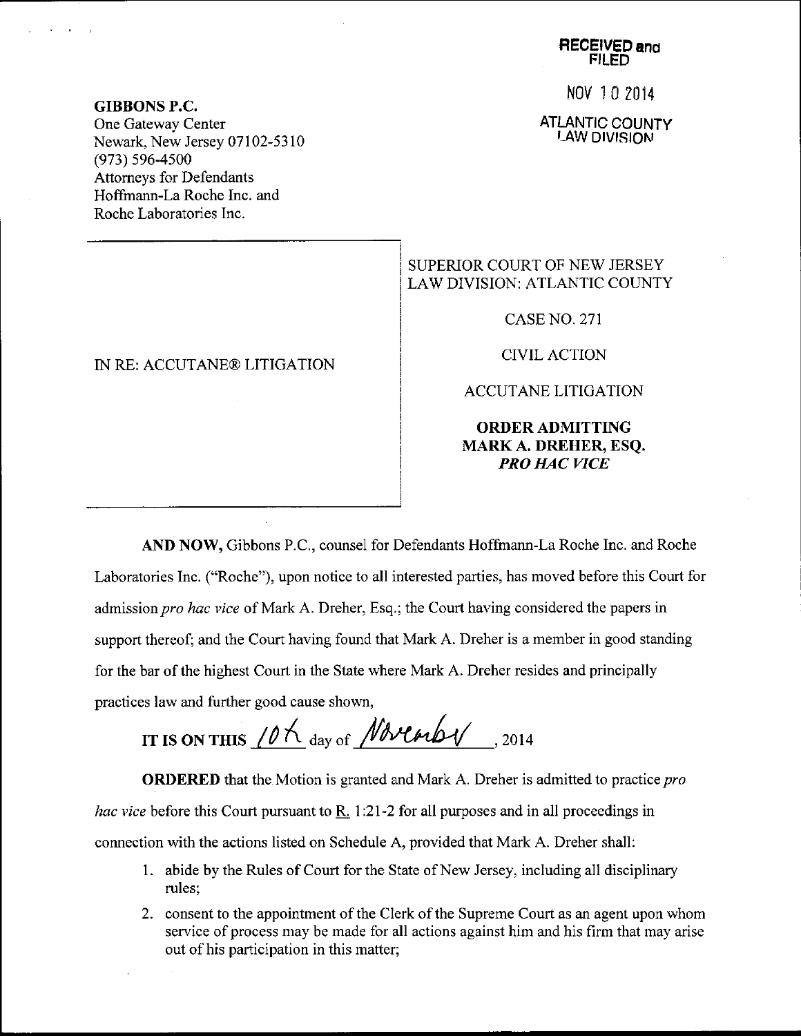RECEIVED and FILED

NOV 10 2014

ATLANTIC COUNTY LAW DIVISION

**GIBBONS P.C.**
One Gateway Center
Newark, New Jersey 07102-5310
(973) 596-4500
Attorneys for Defendants
Hoffmann-La Roche Inc. and
Roche Laboratories Inc.

IN RE: ACCUTANE® LITIGATION

SUPERIOR COURT OF NEW JERSEY
LAW DIVISION: ATLANTIC COUNTY

CASE NO. 271

CIVIL ACTION

ACCUTANE LITIGATION

**ORDER ADMITTING MARK A. DREHER, ESQ. *PRO HAC VICE***

**AND NOW,** Gibbons P.C., counsel for Defendants Hoffmann-La Roche Inc. and Roche Laboratories Inc. ("Roche"), upon notice to all interested parties, has moved before this Court for admission *pro hac vice* of Mark A. Dreher, Esq.; the Court having considered the papers in support thereof; and the Court having found that Mark A. Dreher is a member in good standing for the bar of the highest Court in the State where Mark A. Dreher resides and principally practices law and further good cause shown,

**IT IS ON THIS** 10th day of November, 2014

**ORDERED** that the Motion is granted and Mark A. Dreher is admitted to practice *pro hac vice* before this Court pursuant to R. 1:21-2 for all purposes and in all proceedings in connection with the actions listed on Schedule A, provided that Mark A. Dreher shall:

1. abide by the Rules of Court for the State of New Jersey, including all disciplinary rules;
2. consent to the appointment of the Clerk of the Supreme Court as an agent upon whom service of process may be made for all actions against him and his firm that may arise out of his participation in this matter;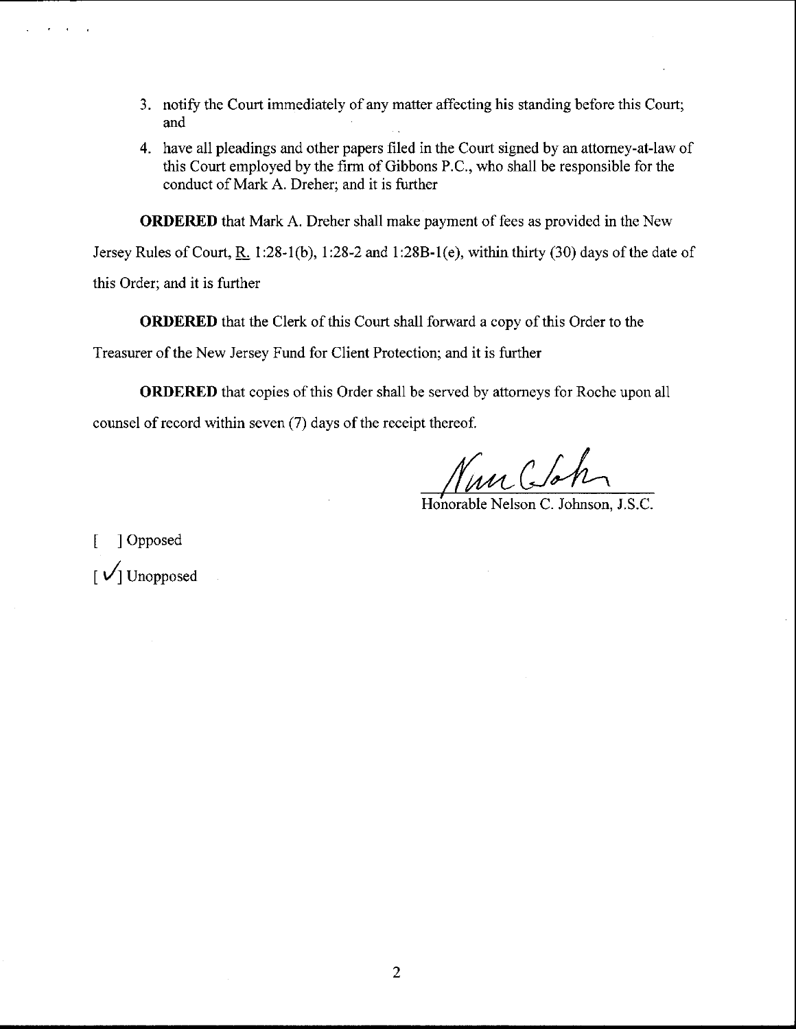3. notify the Court immediately of any matter affecting his standing before this Court; and
4. have all pleadings and other papers filed in the Court signed by an attorney-at-law of this Court employed by the firm of Gibbons P.C., who shall be responsible for the conduct of Mark A. Dreher; and it is further

**ORDERED** that Mark A. Dreher shall make payment of fees as provided in the New Jersey Rules of Court, R. 1:28-1(b), 1:28-2 and 1:28B-1(e), within thirty (30) days of the date of this Order; and it is further

**ORDERED** that the Clerk of this Court shall forward a copy of this Order to the Treasurer of the New Jersey Fund for Client Protection; and it is further

**ORDERED** that copies of this Order shall be served by attorneys for Roche upon all counsel of record within seven (7) days of the receipt thereof.

Honorable Nelson C. Johnson, J.S.C.

[ ] Opposed

[ ✓ ] Unopposed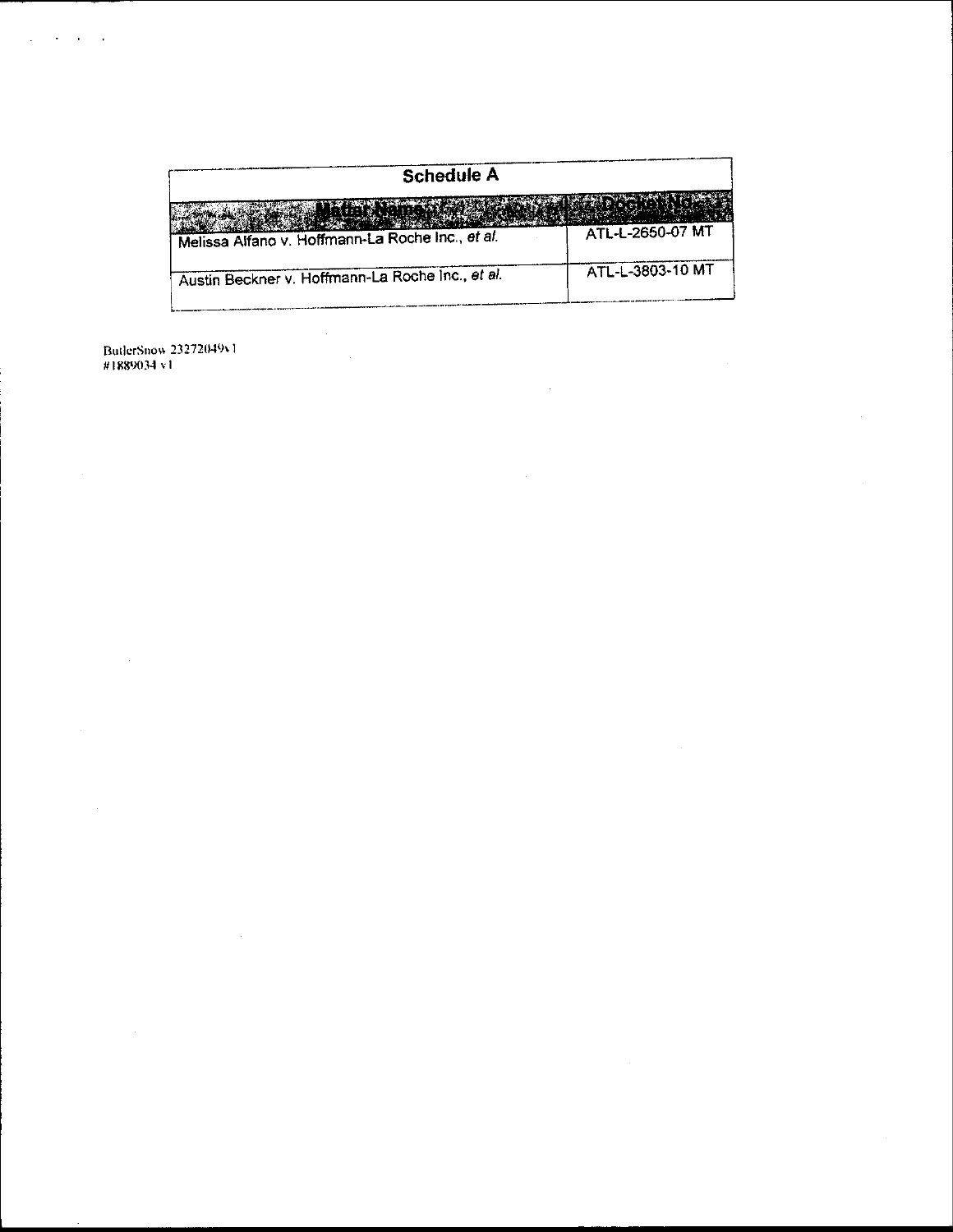| Schedule A | |
| --- | --- |
| Matter Name | Docket No. |
| Melissa Alfano v. Hoffmann-La Roche Inc., *et al.* | ATL-L-2650-07 MT |
| Austin Beckner v. Hoffmann-La Roche Inc., *et al.* | ATL-L-3803-10 MT |

ButlerSnow 23272049v1
#1889034 v1